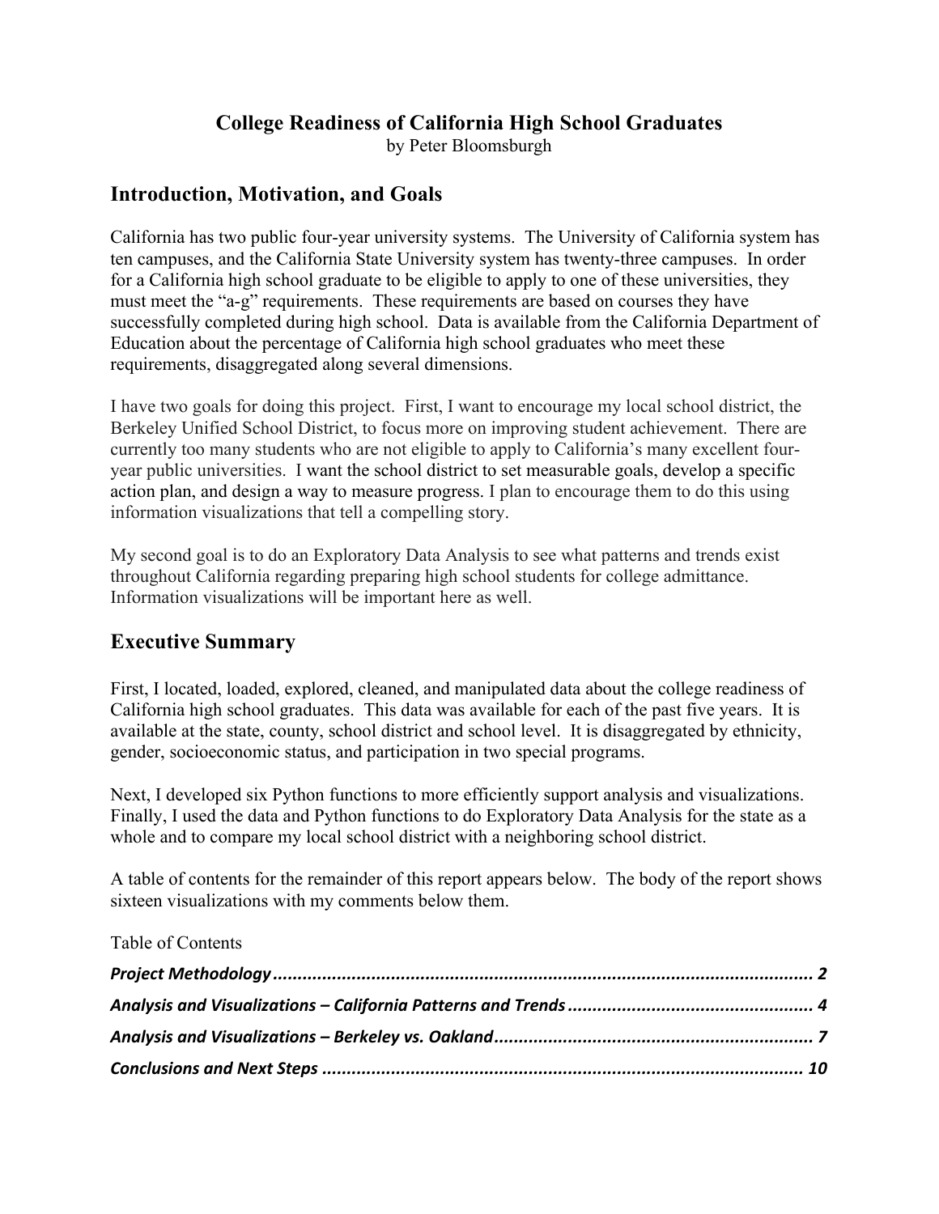# College Readiness of California High School Graduates

by Peter Bloomsburgh

## Introduction, Motivation, and Goals

California has two public four-year university systems. The University of California system has ten campuses, and the California State University system has twenty-three campuses. In order for a California high school graduate to be eligible to apply to one of these universities, they must meet the "a-g" requirements. These requirements are based on courses they have successfully completed during high school. Data is available from the California Department of Education about the percentage of California high school graduates who meet these requirements, disaggregated along several dimensions.

I have two goals for doing this project. First, I want to encourage my local school district, the Berkeley Unified School District, to focus more on improving student achievement. There are currently too many students who are not eligible to apply to California's many excellent four-year public universities. I want the school district to set measurable goals, develop a specific action plan, and design a way to measure progress. I plan to encourage them to do this using information visualizations that tell a compelling story.

My second goal is to do an Exploratory Data Analysis to see what patterns and trends exist throughout California regarding preparing high school students for college admittance. Information visualizations will be important here as well.

## Executive Summary

First, I located, loaded, explored, cleaned, and manipulated data about the college readiness of California high school graduates. This data was available for each of the past five years. It is available at the state, county, school district and school level. It is disaggregated by ethnicity, gender, socioeconomic status, and participation in two special programs.

Next, I developed six Python functions to more efficiently support analysis and visualizations. Finally, I used the data and Python functions to do Exploratory Data Analysis for the state as a whole and to compare my local school district with a neighboring school district.

A table of contents for the remainder of this report appears below. The body of the report shows sixteen visualizations with my comments below them.

Table of Contents

***Project Methodology*** ........................................................................................................ **2**

***Analysis and Visualizations – California Patterns and Trends*** ............................................. **4**

***Analysis and Visualizations – Berkeley vs. Oakland*** ............................................................ **7**

***Conclusions and Next Steps*** ............................................................................................. **10**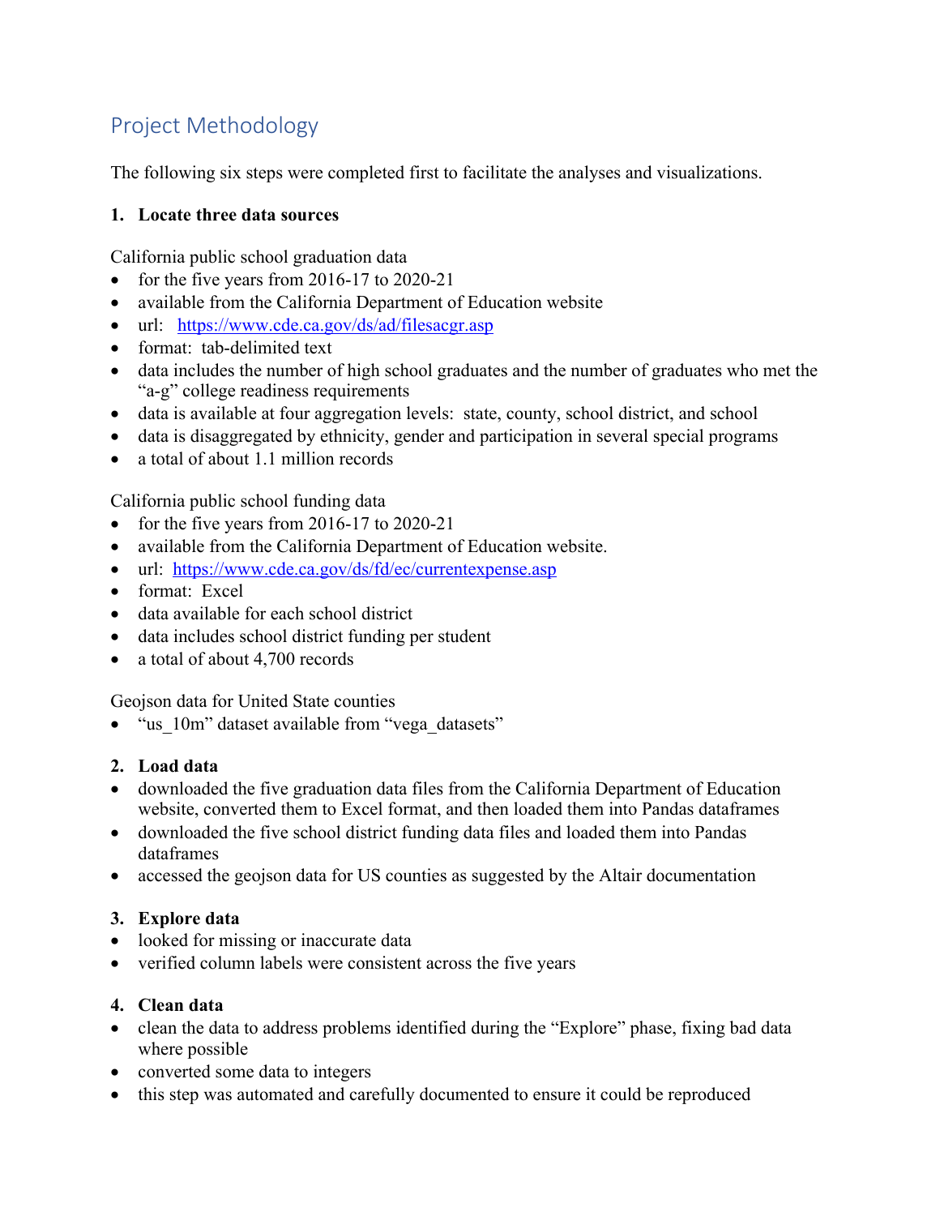## Project Methodology

The following six steps were completed first to facilitate the analyses and visualizations.

### 1. Locate three data sources

California public school graduation data

- for the five years from 2016-17 to 2020-21
- available from the California Department of Education website
- url: [https://www.cde.ca.gov/ds/ad/filesacgr.asp](https://www.cde.ca.gov/ds/ad/filesacgr.asp)
- format: tab-delimited text
- data includes the number of high school graduates and the number of graduates who met the "a-g" college readiness requirements
- data is available at four aggregation levels: state, county, school district, and school
- data is disaggregated by ethnicity, gender and participation in several special programs
- a total of about 1.1 million records

California public school funding data

- for the five years from 2016-17 to 2020-21
- available from the California Department of Education website.
- url: [https://www.cde.ca.gov/ds/fd/ec/currentexpense.asp](https://www.cde.ca.gov/ds/fd/ec/currentexpense.asp)
- format: Excel
- data available for each school district
- data includes school district funding per student
- a total of about 4,700 records

Geojson data for United State counties

- "us_10m" dataset available from "vega_datasets"

### 2. Load data

- downloaded the five graduation data files from the California Department of Education website, converted them to Excel format, and then loaded them into Pandas dataframes
- downloaded the five school district funding data files and loaded them into Pandas dataframes
- accessed the geojson data for US counties as suggested by the Altair documentation

### 3. Explore data

- looked for missing or inaccurate data
- verified column labels were consistent across the five years

### 4. Clean data

- clean the data to address problems identified during the "Explore" phase, fixing bad data where possible
- converted some data to integers
- this step was automated and carefully documented to ensure it could be reproduced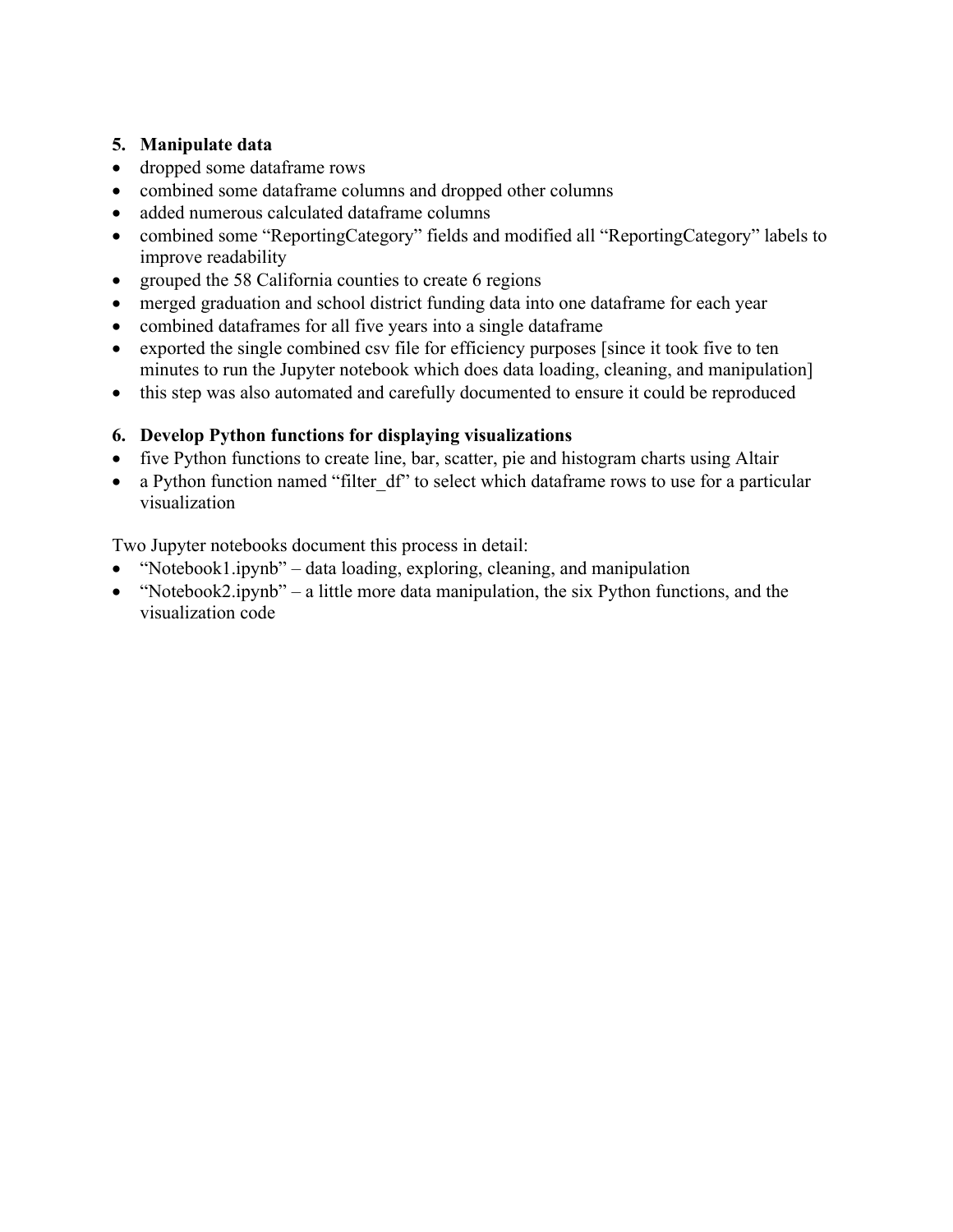**5. Manipulate data**

- dropped some dataframe rows
- combined some dataframe columns and dropped other columns
- added numerous calculated dataframe columns
- combined some "ReportingCategory" fields and modified all "ReportingCategory" labels to improve readability
- grouped the 58 California counties to create 6 regions
- merged graduation and school district funding data into one dataframe for each year
- combined dataframes for all five years into a single dataframe
- exported the single combined csv file for efficiency purposes [since it took five to ten minutes to run the Jupyter notebook which does data loading, cleaning, and manipulation]
- this step was also automated and carefully documented to ensure it could be reproduced

**6. Develop Python functions for displaying visualizations**

- five Python functions to create line, bar, scatter, pie and histogram charts using Altair
- a Python function named "filter_df" to select which dataframe rows to use for a particular visualization

Two Jupyter notebooks document this process in detail:

- "Notebook1.ipynb" – data loading, exploring, cleaning, and manipulation
- "Notebook2.ipynb" – a little more data manipulation, the six Python functions, and the visualization code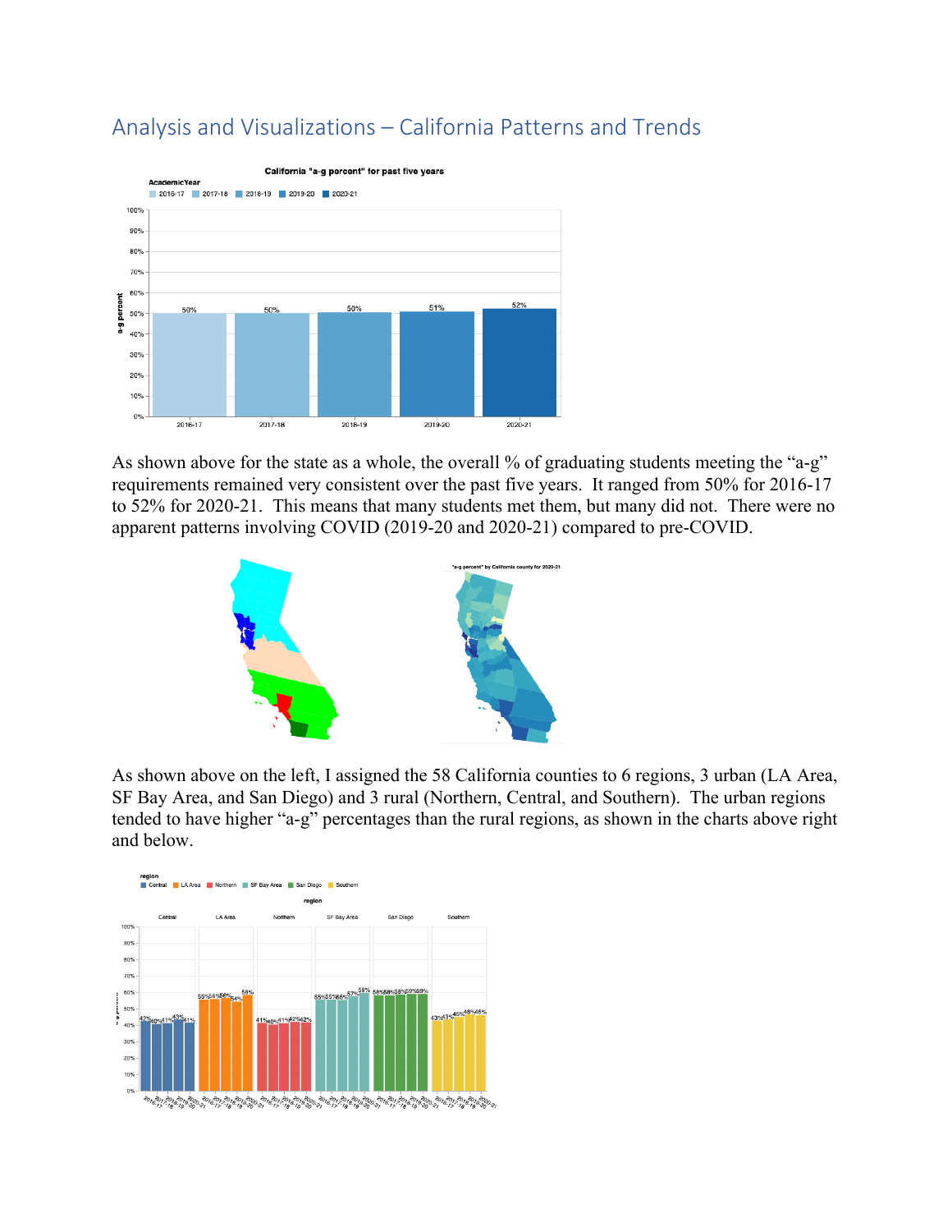## Analysis and Visualizations – California Patterns and Trends

As shown above for the state as a whole, the overall % of graduating students meeting the "a-g" requirements remained very consistent over the past five years. It ranged from 50% for 2016-17 to 52% for 2020-21. This means that many students met them, but many did not. There were no apparent patterns involving COVID (2019-20 and 2020-21) compared to pre-COVID.

As shown above on the left, I assigned the 58 California counties to 6 regions, 3 urban (LA Area, SF Bay Area, and San Diego) and 3 rural (Northern, Central, and Southern). The urban regions tended to have higher "a-g" percentages than the rural regions, as shown in the charts above right and below.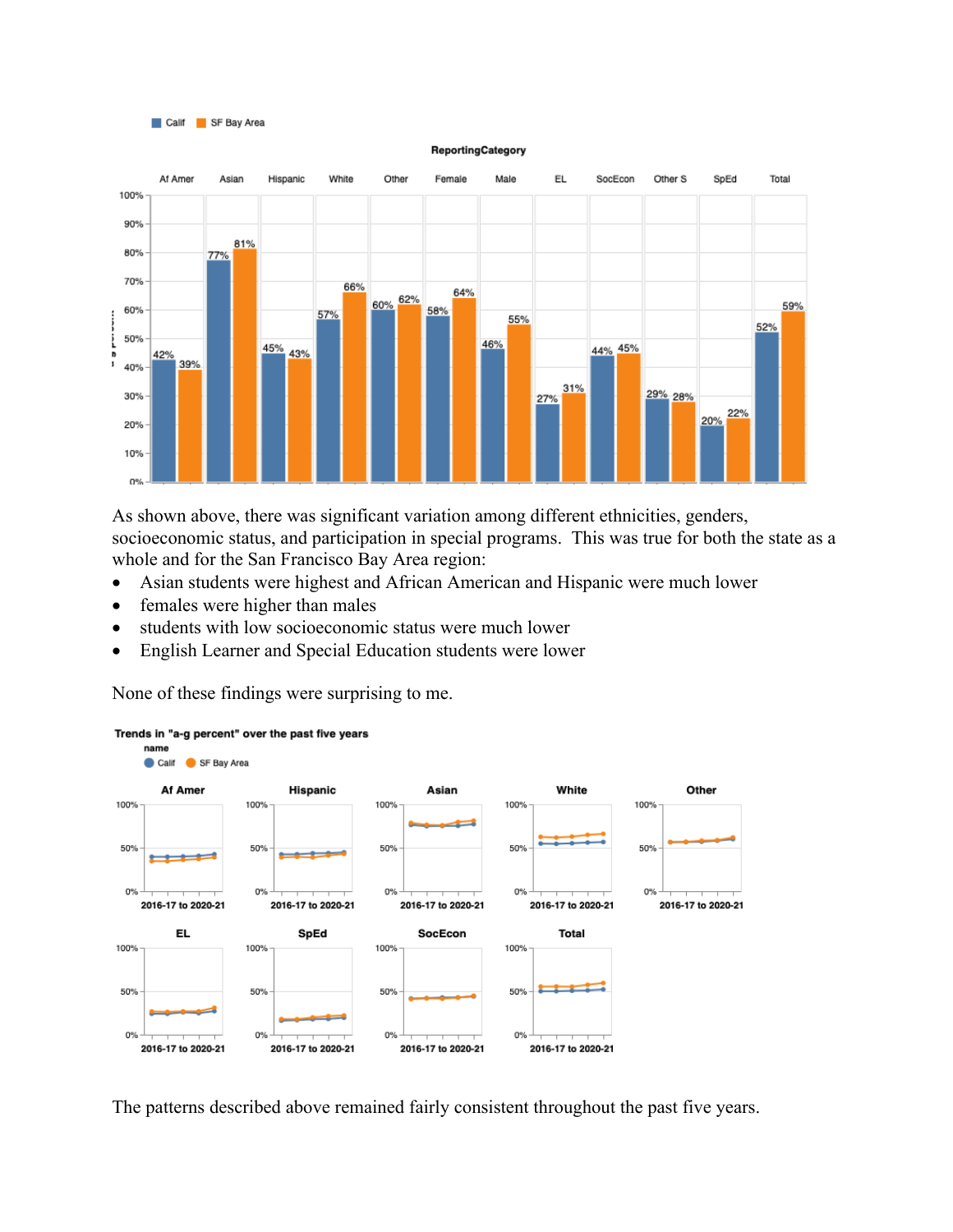As shown above, there was significant variation among different ethnicities, genders, socioeconomic status, and participation in special programs. This was true for both the state as a whole and for the San Francisco Bay Area region:

- Asian students were highest and African American and Hispanic were much lower
- females were higher than males
- students with low socioeconomic status were much lower
- English Learner and Special Education students were lower

None of these findings were surprising to me.

The patterns described above remained fairly consistent throughout the past five years.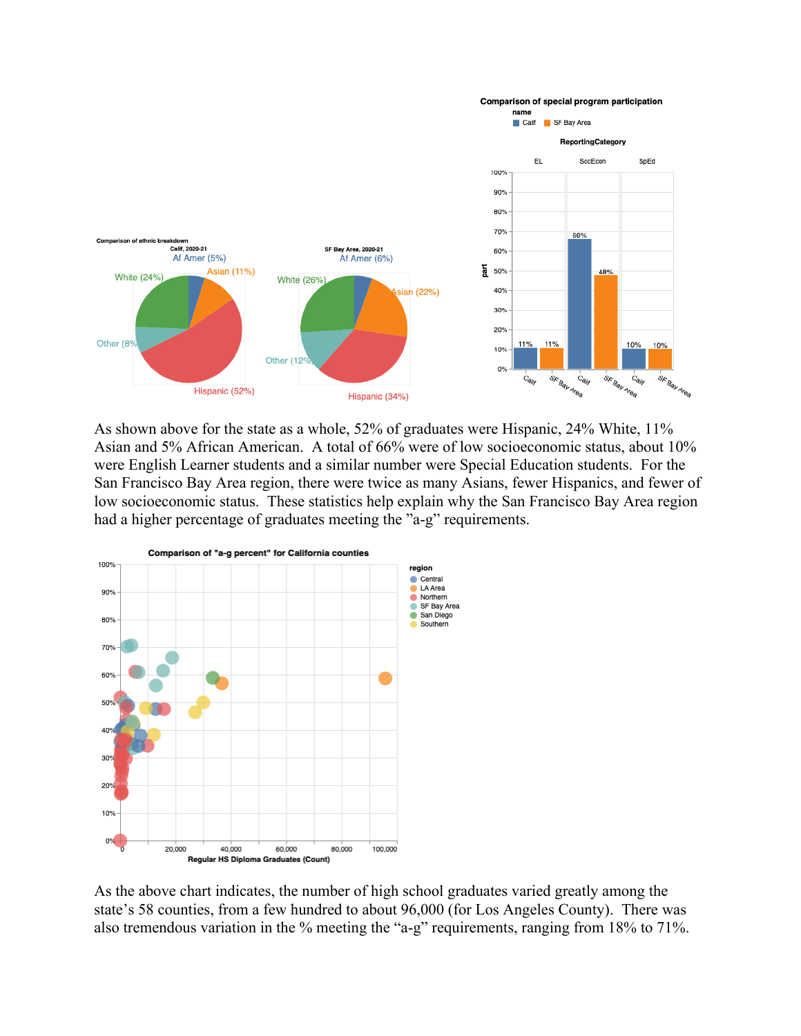As shown above for the state as a whole, 52% of graduates were Hispanic, 24% White, 11% Asian and 5% African American. A total of 66% were of low socioeconomic status, about 10% were English Learner students and a similar number were Special Education students. For the San Francisco Bay Area region, there were twice as many Asians, fewer Hispanics, and fewer of low socioeconomic status. These statistics help explain why the San Francisco Bay Area region had a higher percentage of graduates meeting the "a-g" requirements.

As the above chart indicates, the number of high school graduates varied greatly among the state's 58 counties, from a few hundred to about 96,000 (for Los Angeles County). There was also tremendous variation in the % meeting the "a-g" requirements, ranging from 18% to 71%.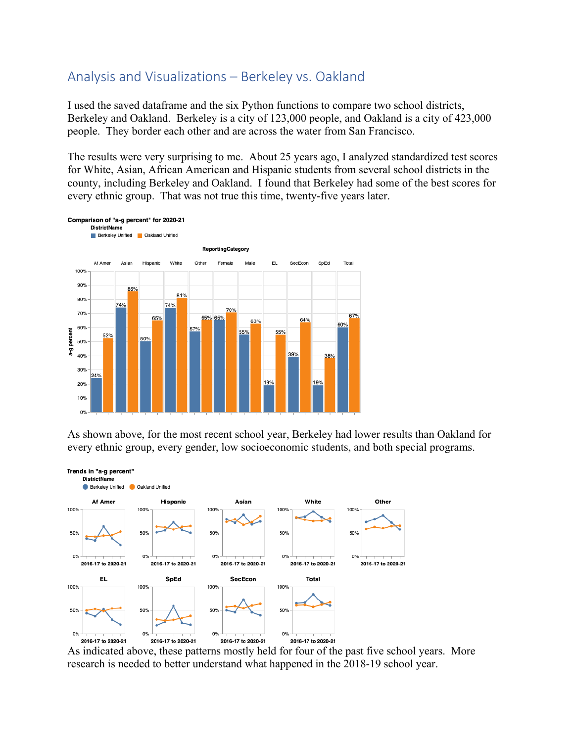## Analysis and Visualizations – Berkeley vs. Oakland

I used the saved dataframe and the six Python functions to compare two school districts, Berkeley and Oakland. Berkeley is a city of 123,000 people, and Oakland is a city of 423,000 people. They border each other and are across the water from San Francisco.

The results were very surprising to me. About 25 years ago, I analyzed standardized test scores for White, Asian, African American and Hispanic students from several school districts in the county, including Berkeley and Oakland. I found that Berkeley had some of the best scores for every ethnic group. That was not true this time, twenty-five years later.

**Comparison of "a-g percent" for 2020-21**

| ReportingCategory | Berkeley Unified | Oakland Unified |
|---|---|---|
| Af Amer | 24% | 52% |
| Asian | 74% | 86% |
| Hispanic | 50% | 65% |
| White | 74% | 81% |
| Other | 57% | 65% |
| Female | 65% | 70% |
| Male | 55% | 63% |
| EL | 19% | 55% |
| SocEcon | 39% | 64% |
| SpEd | 19% | 38% |
| Total | 60% | 67% |

As shown above, for the most recent school year, Berkeley had lower results than Oakland for every ethnic group, every gender, low socioeconomic students, and both special programs.

**Trends in "a-g percent"** (DistrictName: Berkeley Unified, Oakland Unified; panels: Af Amer, Hispanic, Asian, White, Other, EL, SpEd, SocEcon, Total; 2016-17 to 2020-21)

As indicated above, these patterns mostly held for four of the past five school years. More research is needed to better understand what happened in the 2018-19 school year.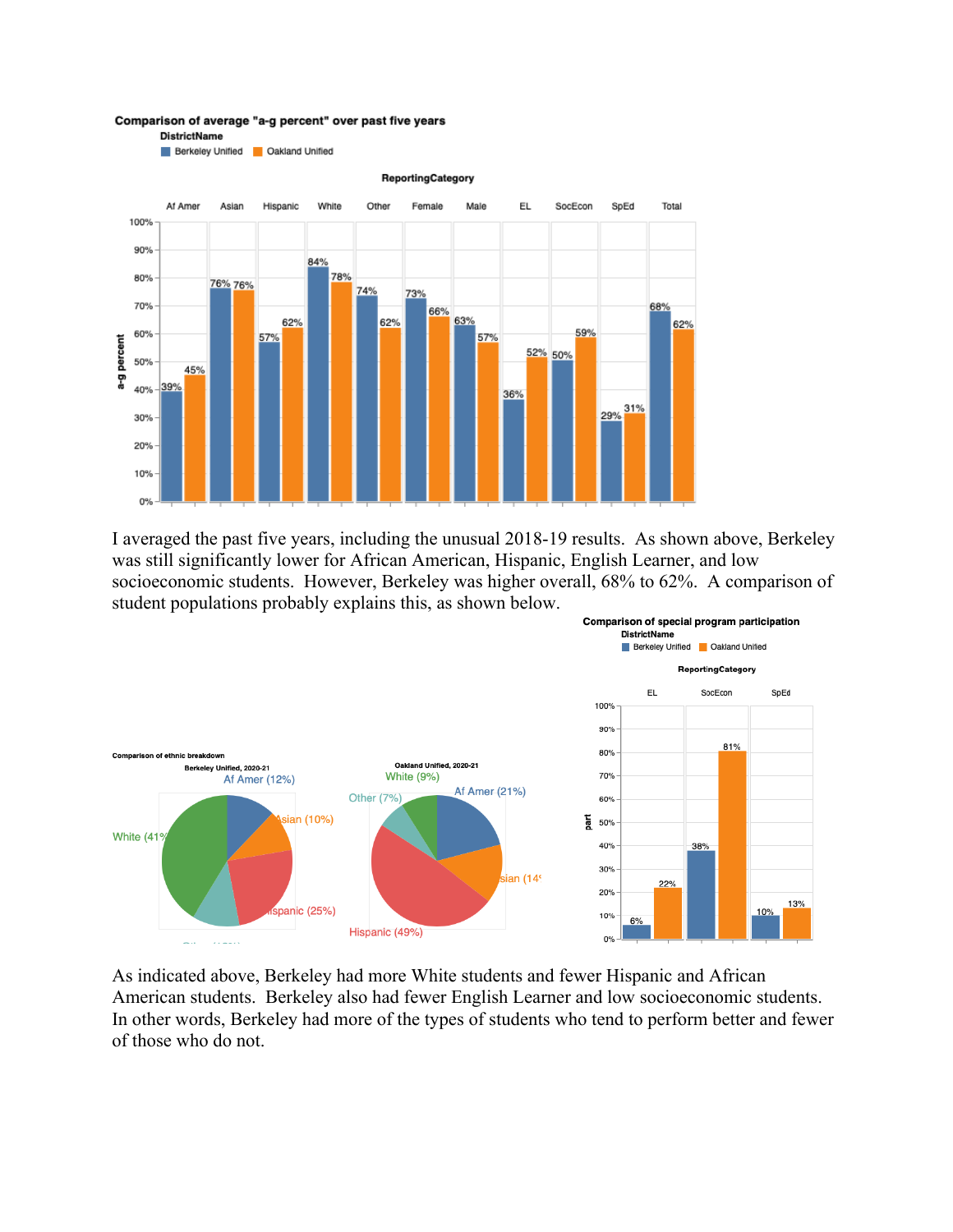I averaged the past five years, including the unusual 2018-19 results. As shown above, Berkeley was still significantly lower for African American, Hispanic, English Learner, and low socioeconomic students. However, Berkeley was higher overall, 68% to 62%. A comparison of student populations probably explains this, as shown below.

As indicated above, Berkeley had more White students and fewer Hispanic and African American students. Berkeley also had fewer English Learner and low socioeconomic students. In other words, Berkeley had more of the types of students who tend to perform better and fewer of those who do not.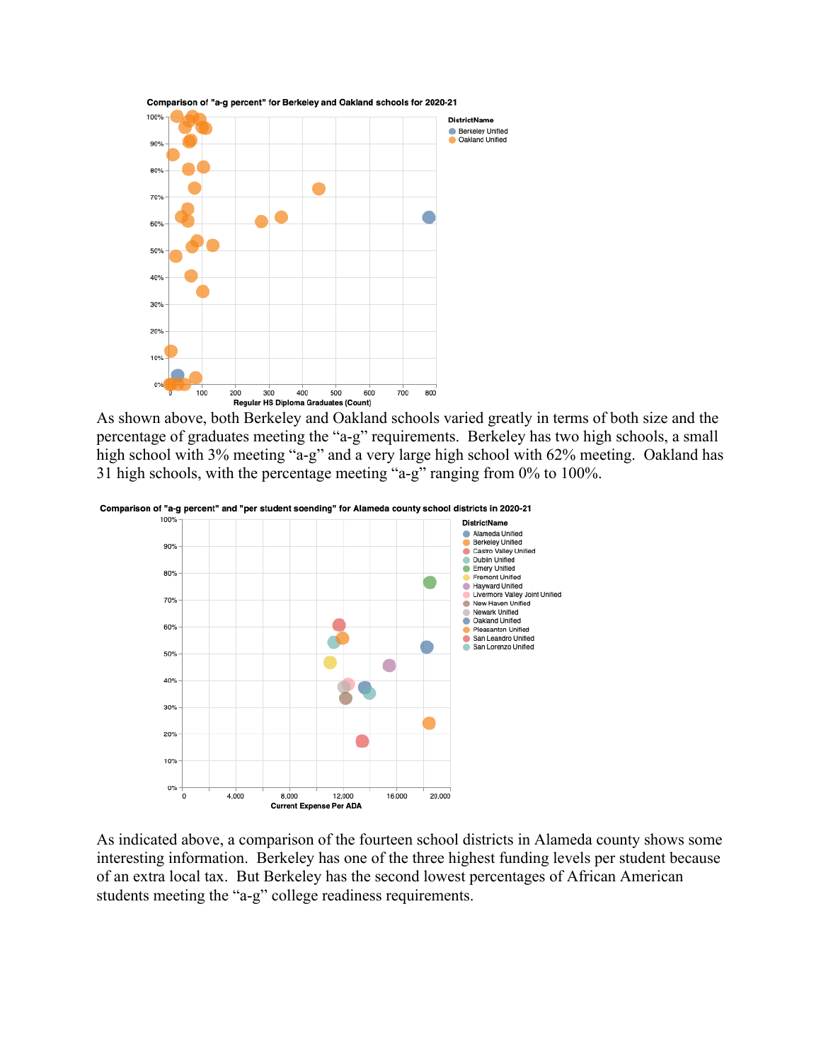**Comparison of "a-g percent" for Berkeley and Oakland schools for 2020-21**

As shown above, both Berkeley and Oakland schools varied greatly in terms of both size and the percentage of graduates meeting the "a-g" requirements. Berkeley has two high schools, a small high school with 3% meeting "a-g" and a very large high school with 62% meeting. Oakland has 31 high schools, with the percentage meeting "a-g" ranging from 0% to 100%.

**Comparison of "a-g percent" and "per student soending" for Alameda county school districts in 2020-21**

As indicated above, a comparison of the fourteen school districts in Alameda county shows some interesting information. Berkeley has one of the three highest funding levels per student because of an extra local tax. But Berkeley has the second lowest percentages of African American students meeting the "a-g" college readiness requirements.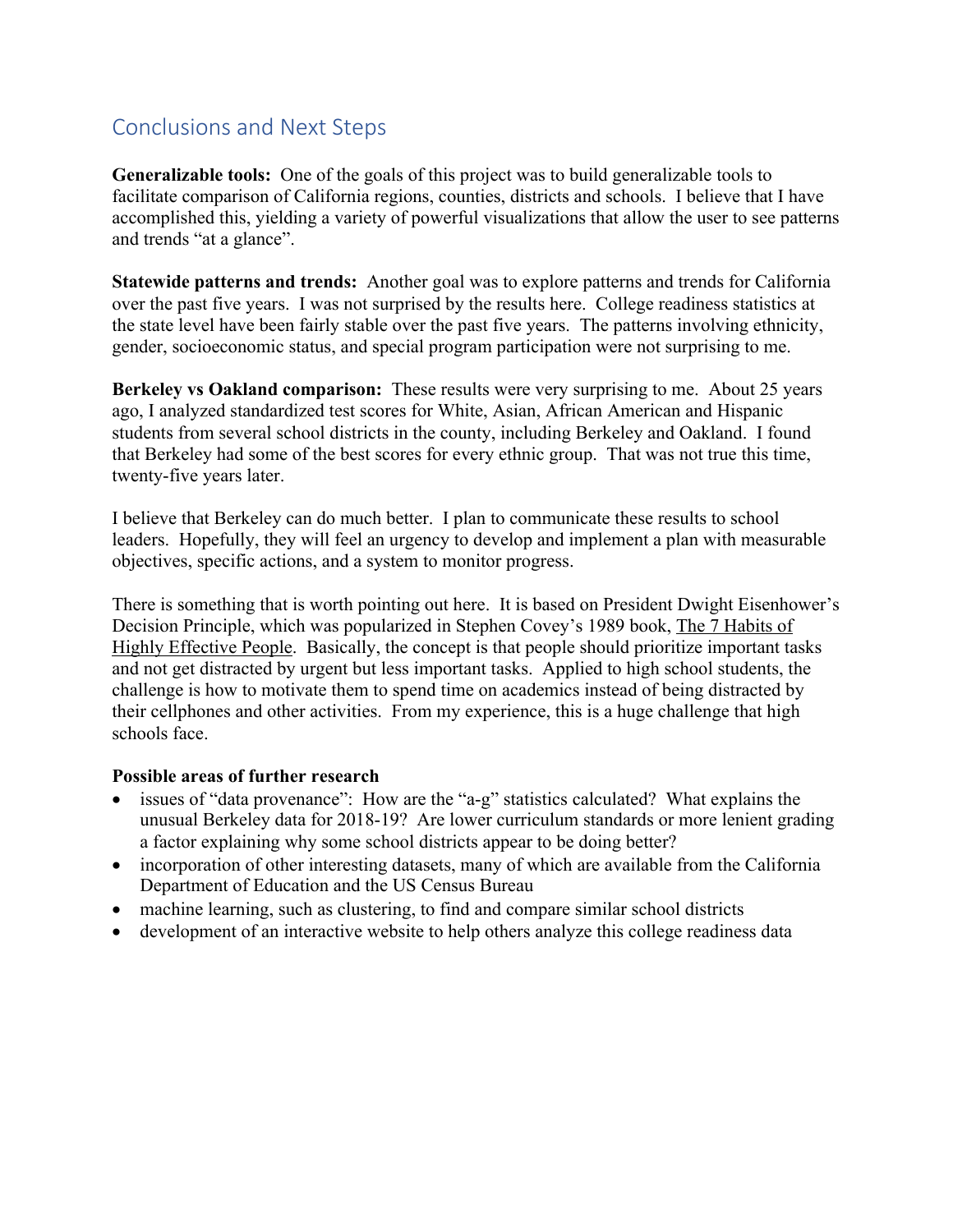## Conclusions and Next Steps

**Generalizable tools:** One of the goals of this project was to build generalizable tools to facilitate comparison of California regions, counties, districts and schools. I believe that I have accomplished this, yielding a variety of powerful visualizations that allow the user to see patterns and trends "at a glance".

**Statewide patterns and trends:** Another goal was to explore patterns and trends for California over the past five years. I was not surprised by the results here. College readiness statistics at the state level have been fairly stable over the past five years. The patterns involving ethnicity, gender, socioeconomic status, and special program participation were not surprising to me.

**Berkeley vs Oakland comparison:** These results were very surprising to me. About 25 years ago, I analyzed standardized test scores for White, Asian, African American and Hispanic students from several school districts in the county, including Berkeley and Oakland. I found that Berkeley had some of the best scores for every ethnic group. That was not true this time, twenty-five years later.

I believe that Berkeley can do much better. I plan to communicate these results to school leaders. Hopefully, they will feel an urgency to develop and implement a plan with measurable objectives, specific actions, and a system to monitor progress.

There is something that is worth pointing out here. It is based on President Dwight Eisenhower's Decision Principle, which was popularized in Stephen Covey's 1989 book, The 7 Habits of Highly Effective People. Basically, the concept is that people should prioritize important tasks and not get distracted by urgent but less important tasks. Applied to high school students, the challenge is how to motivate them to spend time on academics instead of being distracted by their cellphones and other activities. From my experience, this is a huge challenge that high schools face.

**Possible areas of further research**

- issues of "data provenance": How are the "a-g" statistics calculated? What explains the unusual Berkeley data for 2018-19? Are lower curriculum standards or more lenient grading a factor explaining why some school districts appear to be doing better?
- incorporation of other interesting datasets, many of which are available from the California Department of Education and the US Census Bureau
- machine learning, such as clustering, to find and compare similar school districts
- development of an interactive website to help others analyze this college readiness data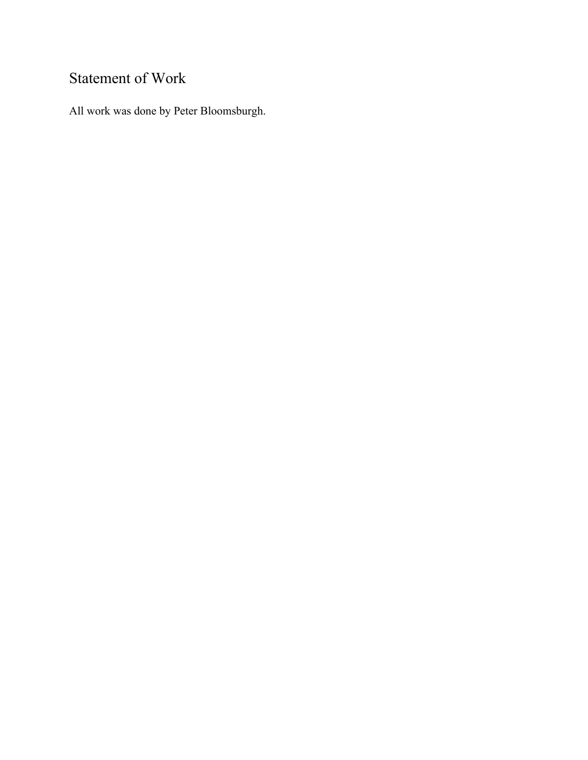# Statement of Work

All work was done by Peter Bloomsburgh.